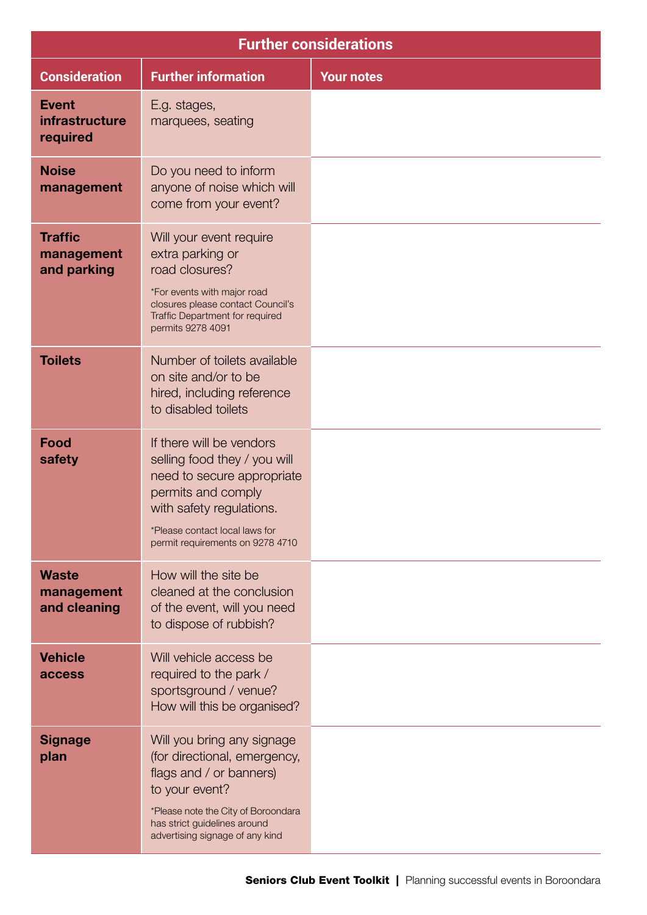## Further considerations

| Consideration | Further information | Your notes |
|---|---|---|
| **Event infrastructure required** | E.g. stages, marquees, seating | |
| **Noise management** | Do you need to inform anyone of noise which will come from your event? | |
| **Traffic management and parking** | Will your event require extra parking or road closures? *For events with major road closures please contact Council's Traffic Department for required permits 9278 4091 | |
| **Toilets** | Number of toilets available on site and/or to be hired, including reference to disabled toilets | |
| **Food safety** | If there will be vendors selling food they / you will need to secure appropriate permits and comply with safety regulations. *Please contact local laws for permit requirements on 9278 4710 | |
| **Waste management and cleaning** | How will the site be cleaned at the conclusion of the event, will you need to dispose of rubbish? | |
| **Vehicle access** | Will vehicle access be required to the park / sportsground / venue? How will this be organised? | |
| **Signage plan** | Will you bring any signage (for directional, emergency, flags and / or banners) to your event? *Please note the City of Boroondara has strict guidelines around advertising signage of any kind | |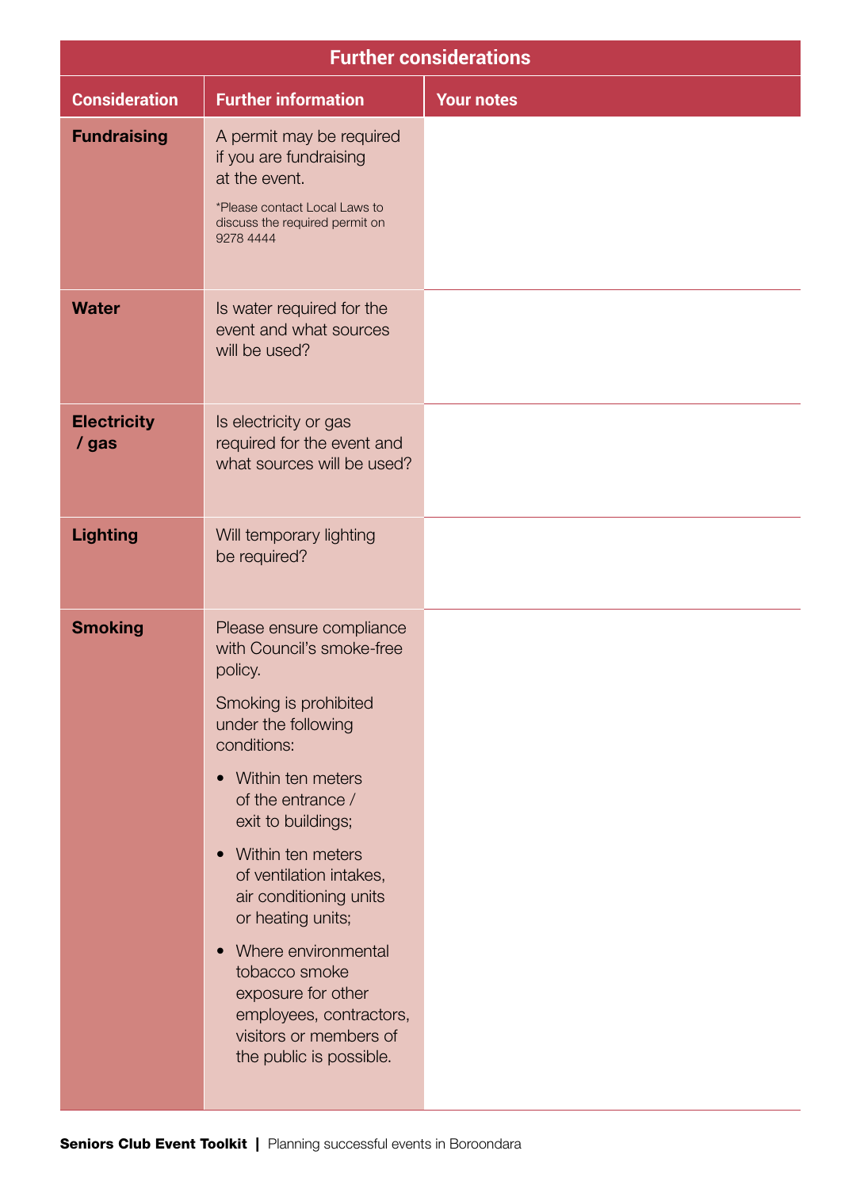| Further considerations | | |
|---|---|---|
| **Consideration** | **Further information** | **Your notes** |
| **Fundraising** | A permit may be required if you are fundraising at the event. *Please contact Local Laws to discuss the required permit on 9278 4444 | |
| **Water** | Is water required for the event and what sources will be used? | |
| **Electricity / gas** | Is electricity or gas required for the event and what sources will be used? | |
| **Lighting** | Will temporary lighting be required? | |
| **Smoking** | Please ensure compliance with Council's smoke-free policy. Smoking is prohibited under the following conditions: • Within ten meters of the entrance / exit to buildings; • Within ten meters of ventilation intakes, air conditioning units or heating units; • Where environmental tobacco smoke exposure for other employees, contractors, visitors or members of the public is possible. | |